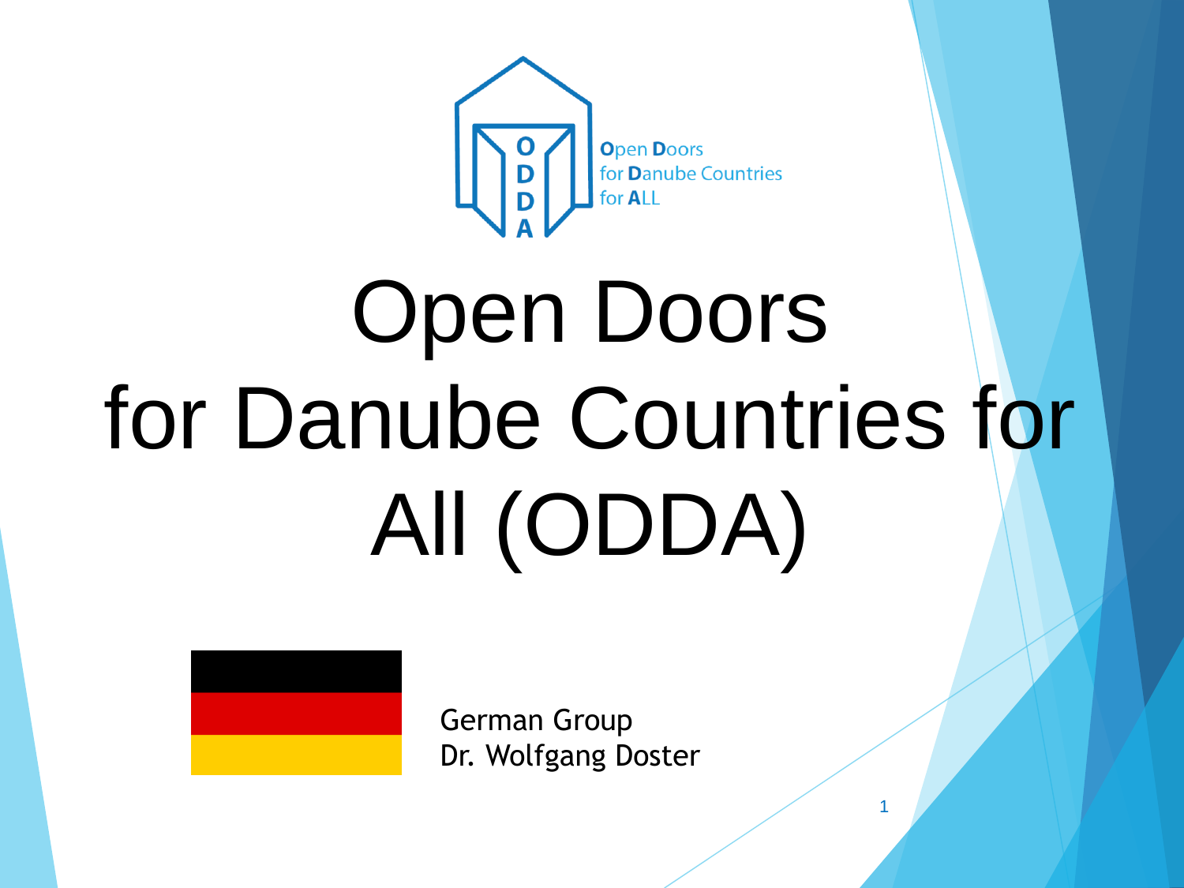Open Doors
for Danube Countries
for ALL

# Open Doors for Danube Countries for All (ODDA)

German Group
Dr. Wolfgang Doster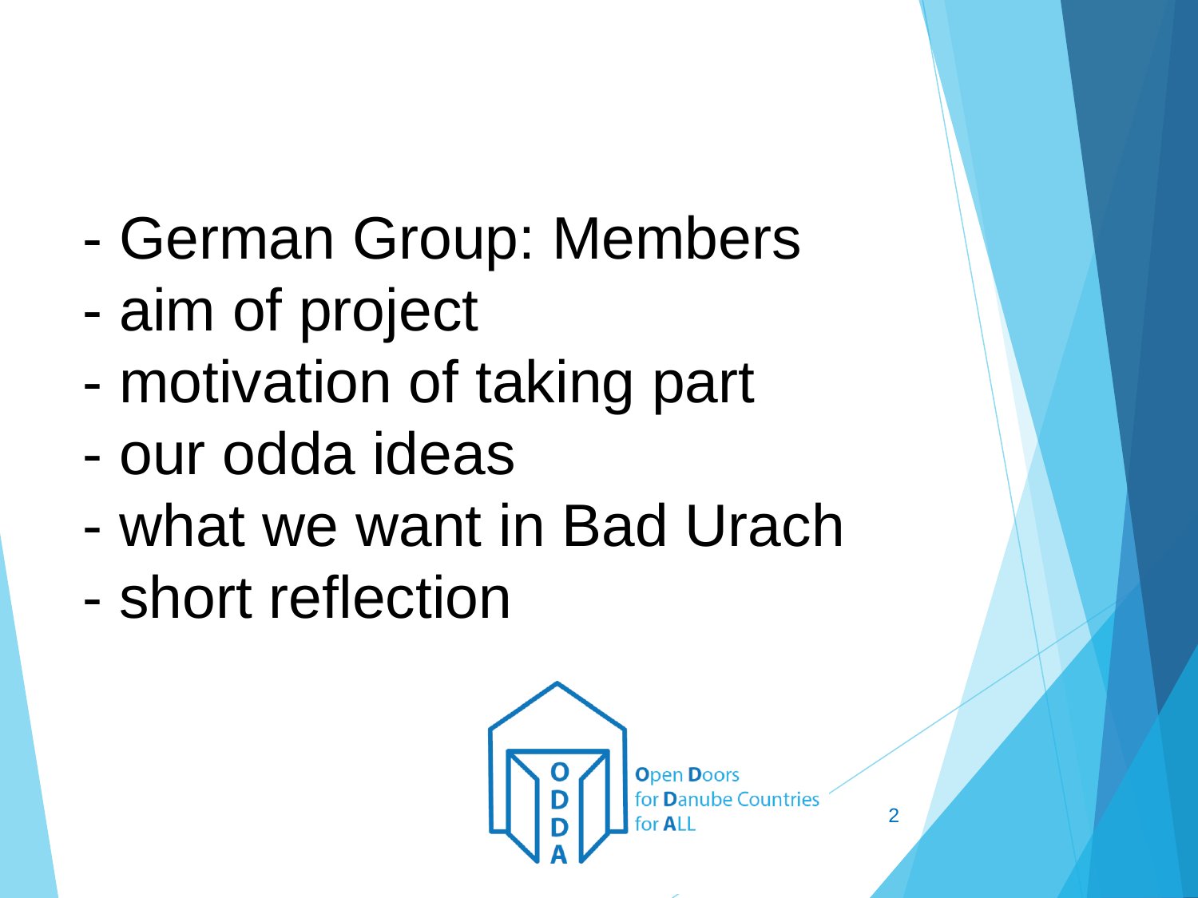- German Group: Members
- aim of project
- motivation of taking part
- our odda ideas
- what we want in Bad Urach
- short reflection

Open Doors for Danube Countries for ALL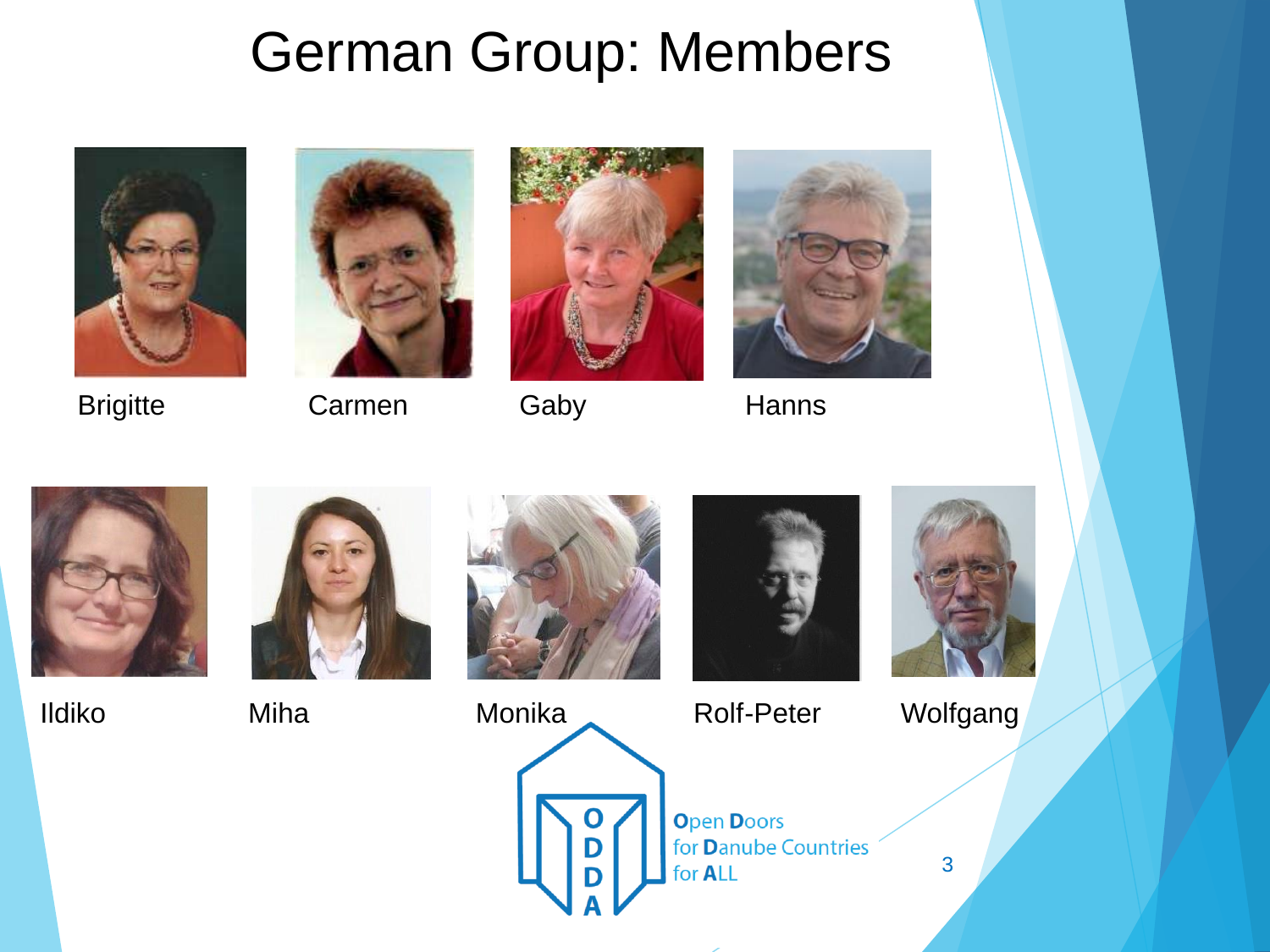# German Group: Members

Brigitte

Carmen

Gaby

Hanns

Ildiko

Miha

Monika

Rolf-Peter

Wolfgang

ODDA

**O**pen **D**oors
for **D**anube Countries
for **A**LL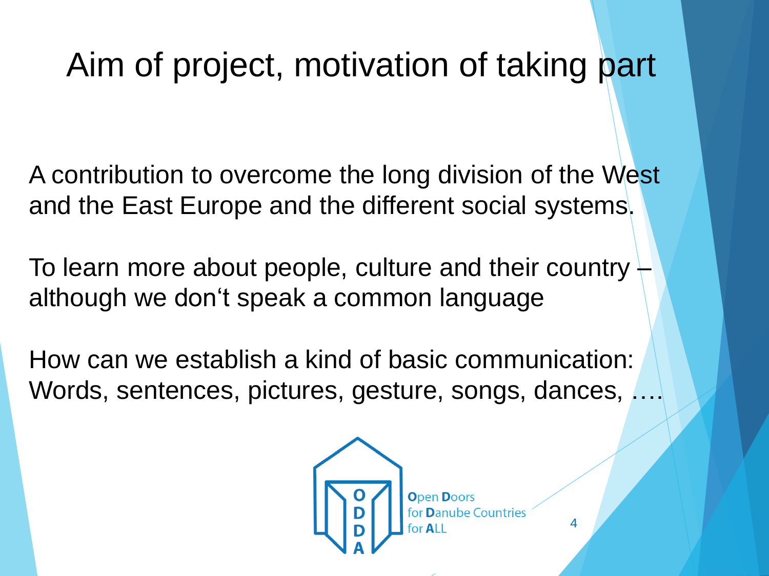# Aim of project, motivation of taking part

A contribution to overcome the long division of the West and the East Europe and the different social systems.

To learn more about people, culture and their country – although we don‘t speak a common language

How can we establish a kind of basic communication: Words, sentences, pictures, gesture, songs, dances, ….

**O**pen **D**oors
for **D**anube Countries
for **A**LL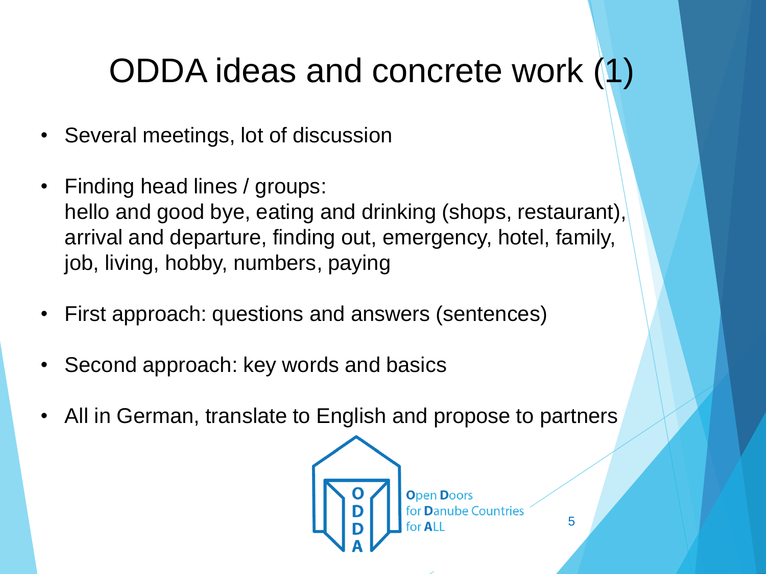# ODDA ideas and concrete work (1)

- Several meetings, lot of discussion
- Finding head lines / groups:
  hello and good bye, eating and drinking (shops, restaurant), arrival and departure, finding out, emergency, hotel, family, job, living, hobby, numbers, paying
- First approach: questions and answers (sentences)
- Second approach: key words and basics
- All in German, translate to English and propose to partners

**O**pen **D**oors for **D**anube Countries for **A**LL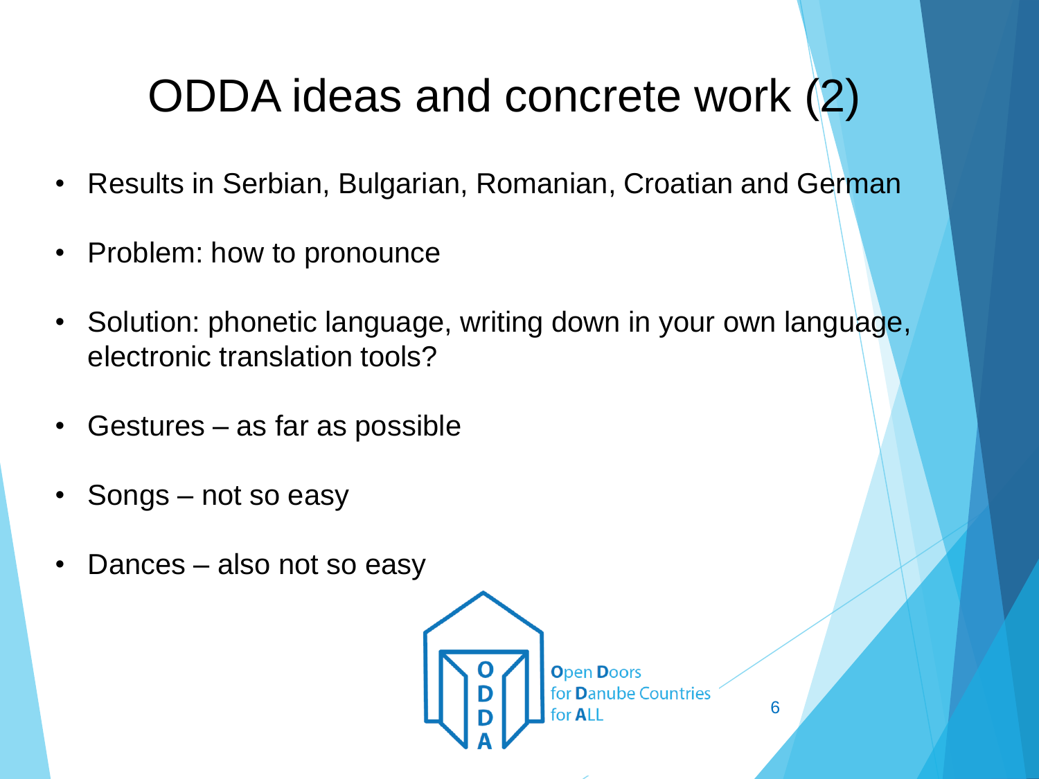# ODDA ideas and concrete work (2)

- Results in Serbian, Bulgarian, Romanian, Croatian and German
- Problem: how to pronounce
- Solution: phonetic language, writing down in your own language, electronic translation tools?
- Gestures – as far as possible
- Songs – not so easy
- Dances – also not so easy

Open Doors for Danube Countries for ALL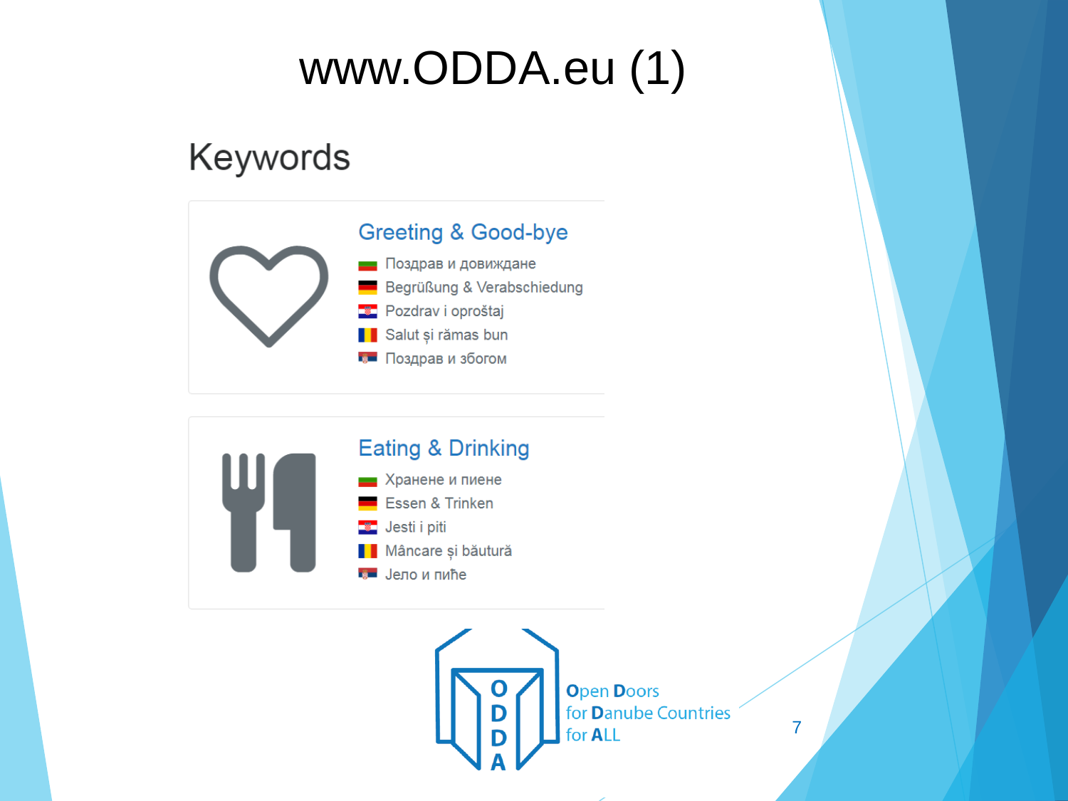# www.ODDA.eu (1)

## Keywords

### Greeting & Good-bye

- Поздрав и довиждане
- Begrüßung & Verabschiedung
- Pozdrav i oproštaj
- Salut și rămas bun
- Поздрав и збогом

### Eating & Drinking

- Хранене и пиене
- Essen & Trinken
- Jesti i piti
- Mâncare și băutură
- Јело и пиће

ODDA

**O**pen **D**oors for **D**anube Countries for **A**LL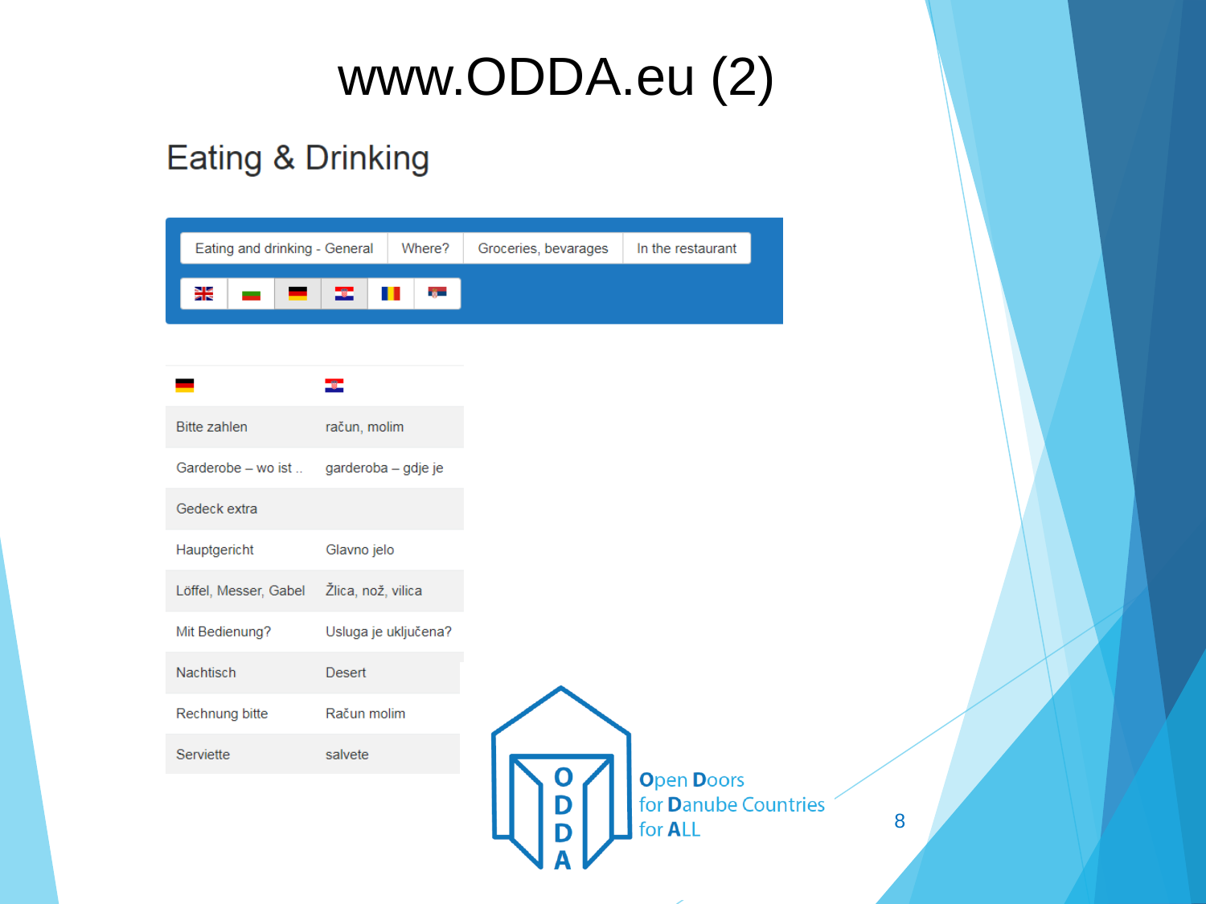# www.ODDA.eu (2)

## Eating & Drinking

Eating and drinking - General | Where? | Groceries, bevarages | In the restaurant

| 🇩🇪 | 🇭🇷 |
|---|---|
| Bitte zahlen | račun, molim |
| Garderobe – wo ist .. | garderoba – gdje je |
| Gedeck extra | |
| Hauptgericht | Glavno jelo |
| Löffel, Messer, Gabel | Žlica, nož, vilica |
| Mit Bedienung? | Usluga je uključena? |
| Nachtisch | Desert |
| Rechnung bitte | Račun molim |
| Serviette | salvete |

ODDA – Open Doors for Danube Countries for ALL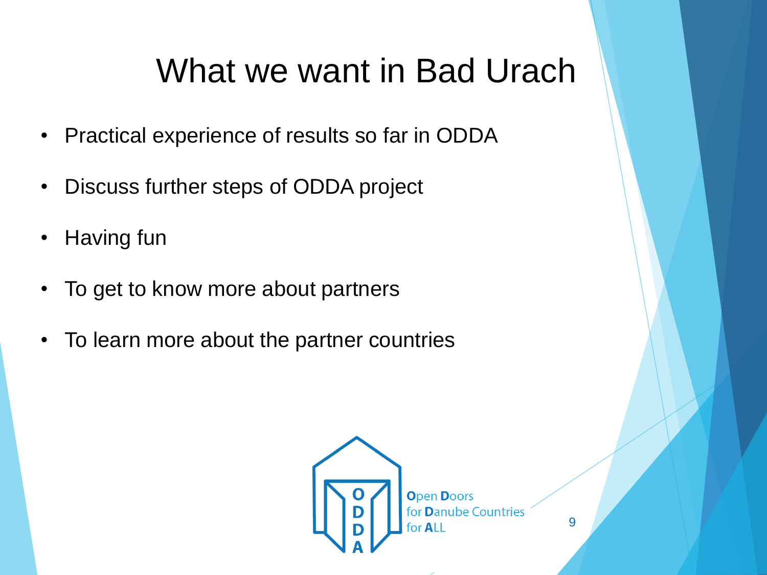# What we want in Bad Urach

- Practical experience of results so far in ODDA
- Discuss further steps of ODDA project
- Having fun
- To get to know more about partners
- To learn more about the partner countries

ODDA
**O**pen **D**oors
for **D**anube Countries
for **A**LL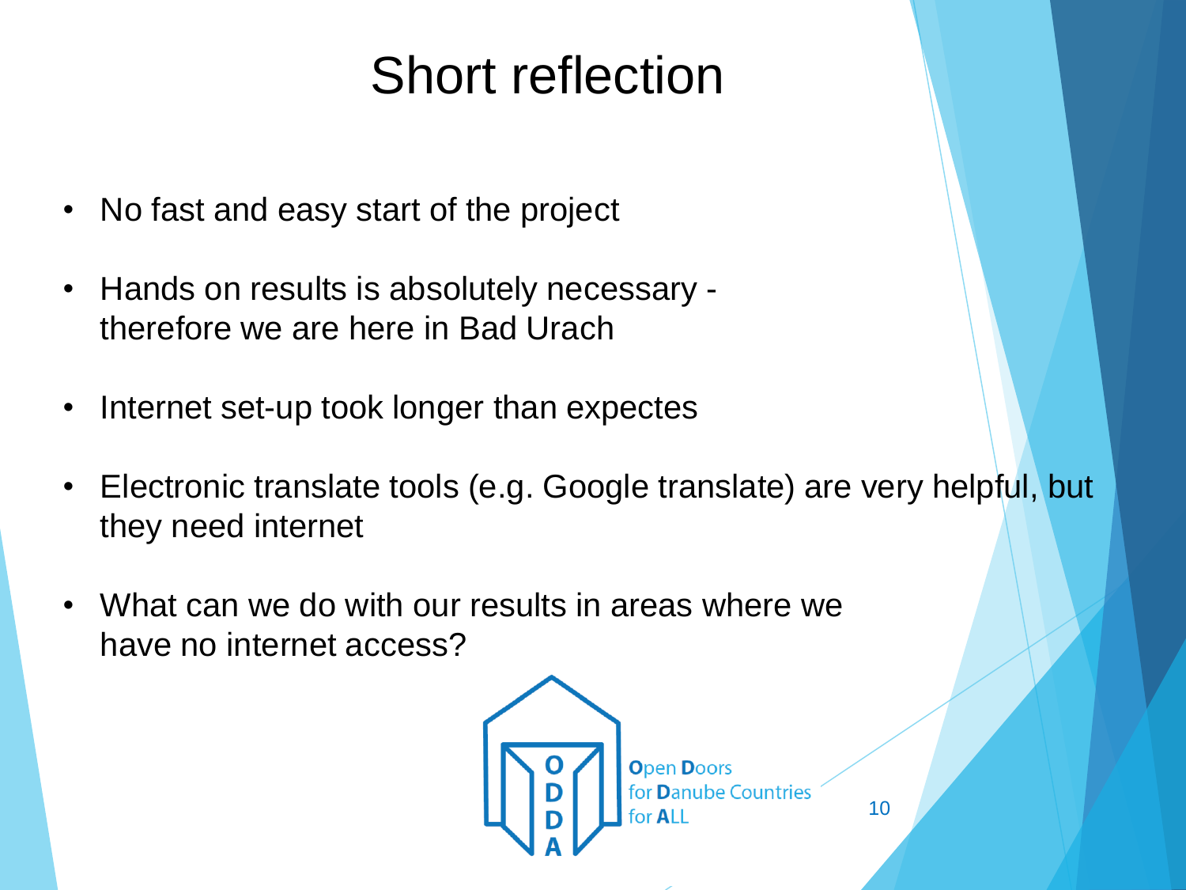# Short reflection

- No fast and easy start of the project
- Hands on results is absolutely necessary - therefore we are here in Bad Urach
- Internet set-up took longer than expectes
- Electronic translate tools (e.g. Google translate) are very helpful, but they need internet
- What can we do with our results in areas where we have no internet access?

Open Doors for Danube Countries for ALL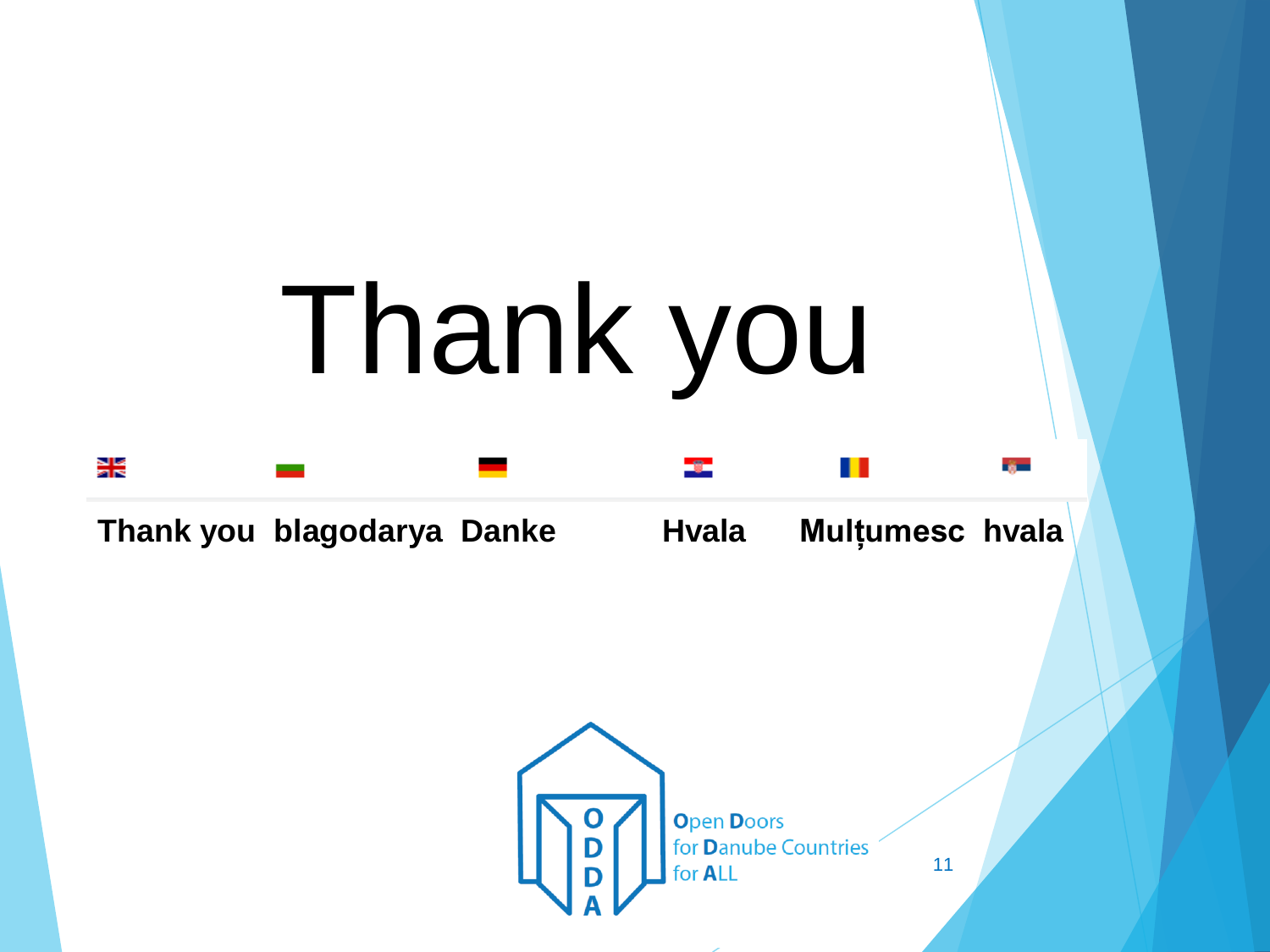# Thank you

| | | | | | |
|---|---|---|---|---|---|
| **Thank you** | **blagodarya** | **Danke** | **Hvala** | **Mulțumesc** | **hvala** |

**O**pen **D**oors
for **D**anube Countries
for **A**LL